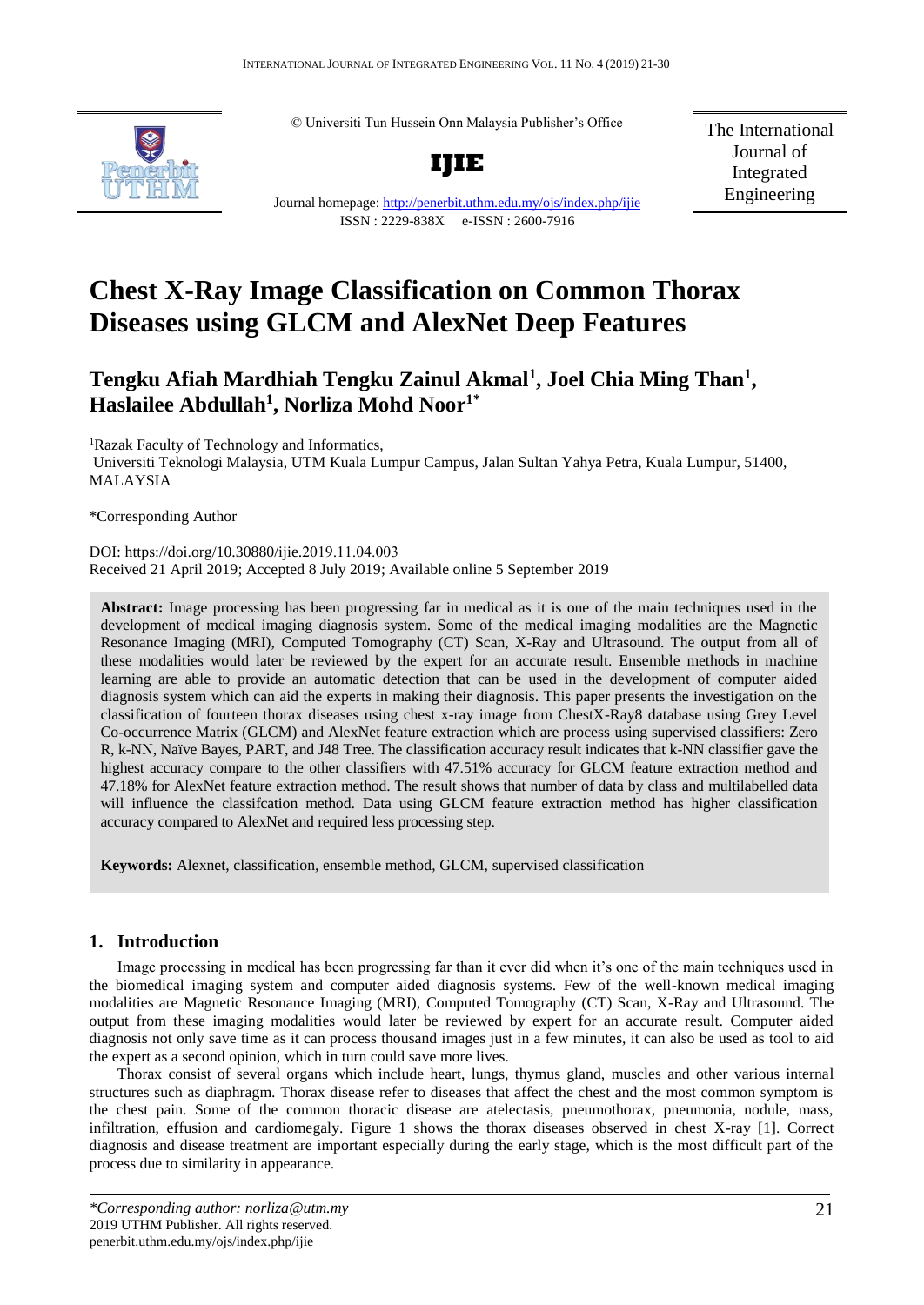© Universiti Tun Hussein Onn Malaysia Publisher's Office

**IJIE**

Journal homepage: http://penerbit.uthm.edu.my/ojs/index.php/ijie

ISSN : 2229-838X e-ISSN : 2600-7916

The International Journal of Integrated Engineering

# Chest X-Ray Image Classification on Common Thorax Diseases using GLCM and AlexNet Deep Features

**Tengku Afiah Mardhiah Tengku Zainul Akmal[1], Joel Chia Ming Than[1], Haslailee Abdullah[1], Norliza Mohd Noor[1*]**

[1]Razak Faculty of Technology and Informatics,
Universiti Teknologi Malaysia, UTM Kuala Lumpur Campus, Jalan Sultan Yahya Petra, Kuala Lumpur, 51400, MALAYSIA

*Corresponding Author

DOI: https://doi.org/10.30880/ijie.2019.11.04.003
Received 21 April 2019; Accepted 8 July 2019; Available online 5 September 2019

**Abstract:** Image processing has been progressing far in medical as it is one of the main techniques used in the development of medical imaging diagnosis system. Some of the medical imaging modalities are the Magnetic Resonance Imaging (MRI), Computed Tomography (CT) Scan, X-Ray and Ultrasound. The output from all of these modalities would later be reviewed by the expert for an accurate result. Ensemble methods in machine learning are able to provide an automatic detection that can be used in the development of computer aided diagnosis system which can aid the experts in making their diagnosis. This paper presents the investigation on the classification of fourteen thorax diseases using chest x-ray image from ChestX-Ray8 database using Grey Level Co-occurrence Matrix (GLCM) and AlexNet feature extraction which are process using supervised classifiers: Zero R, k-NN, Naïve Bayes, PART, and J48 Tree. The classification accuracy result indicates that k-NN classifier gave the highest accuracy compare to the other classifiers with 47.51% accuracy for GLCM feature extraction method and 47.18% for AlexNet feature extraction method. The result shows that number of data by class and multilabelled data will influence the classifcation method. Data using GLCM feature extraction method has higher classification accuracy compared to AlexNet and required less processing step.

**Keywords:** Alexnet, classification, ensemble method, GLCM, supervised classification

## 1. Introduction

Image processing in medical has been progressing far than it ever did when it's one of the main techniques used in the biomedical imaging system and computer aided diagnosis systems. Few of the well-known medical imaging modalities are Magnetic Resonance Imaging (MRI), Computed Tomography (CT) Scan, X-Ray and Ultrasound. The output from these imaging modalities would later be reviewed by expert for an accurate result. Computer aided diagnosis not only save time as it can process thousand images just in a few minutes, it can also be used as tool to aid the expert as a second opinion, which in turn could save more lives.

Thorax consist of several organs which include heart, lungs, thymus gland, muscles and other various internal structures such as diaphragm. Thorax disease refer to diseases that affect the chest and the most common symptom is the chest pain. Some of the common thoracic disease are atelectasis, pneumothorax, pneumonia, nodule, mass, infiltration, effusion and cardiomegaly. Figure 1 shows the thorax diseases observed in chest X-ray [1]. Correct diagnosis and disease treatment are important especially during the early stage, which is the most difficult part of the process due to similarity in appearance.

*\*Corresponding author: norliza@utm.my*
2019 UTHM Publisher. All rights reserved.
penerbit.uthm.edu.my/ojs/index.php/ijie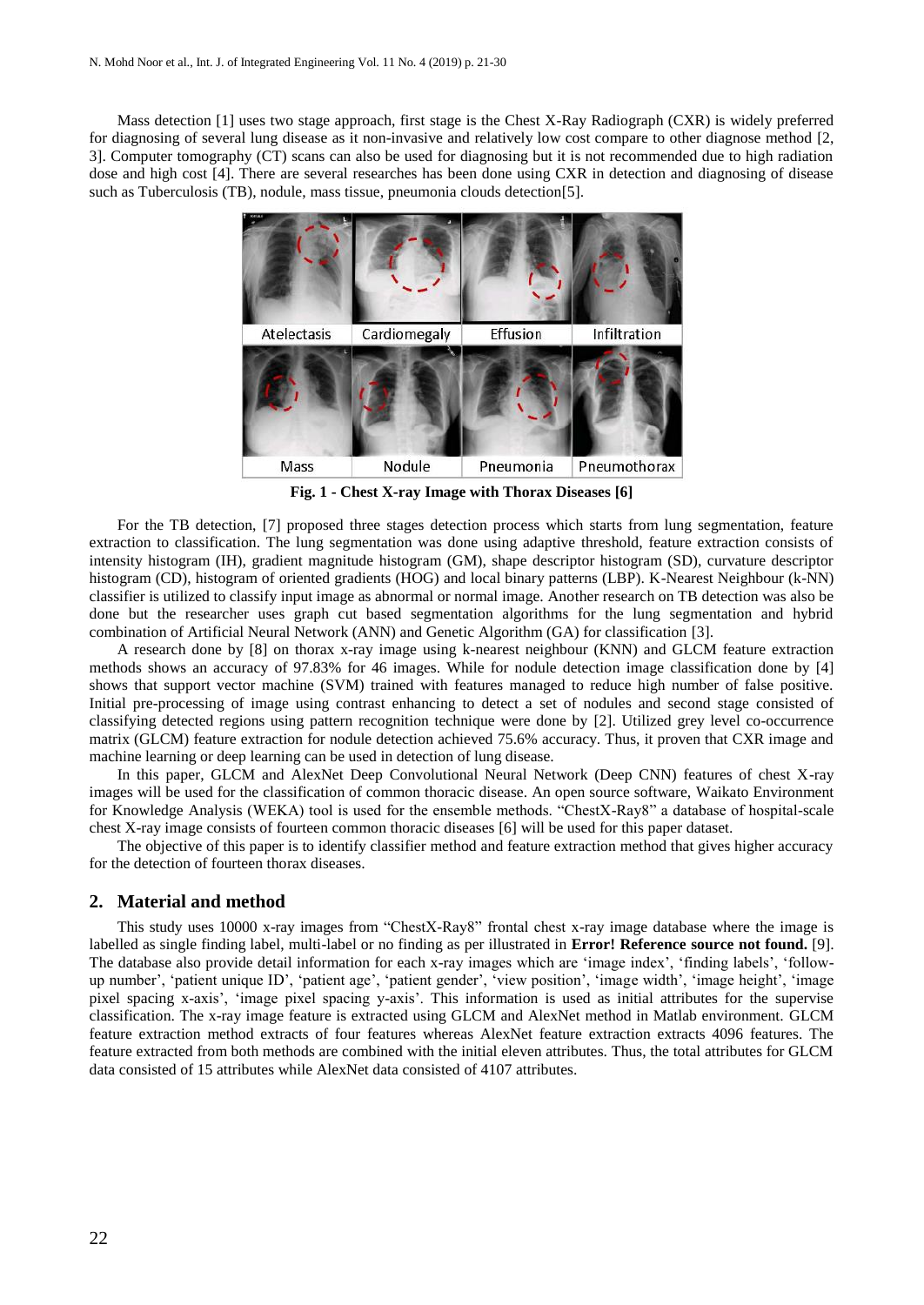Mass detection [1] uses two stage approach, first stage is the Chest X-Ray Radiograph (CXR) is widely preferred for diagnosing of several lung disease as it non-invasive and relatively low cost compare to other diagnose method [2, 3]. Computer tomography (CT) scans can also be used for diagnosing but it is not recommended due to high radiation dose and high cost [4]. There are several researches has been done using CXR in detection and diagnosing of disease such as Tuberculosis (TB), nodule, mass tissue, pneumonia clouds detection[5].

**Fig. 1 - Chest X-ray Image with Thorax Diseases [6]**

For the TB detection, [7] proposed three stages detection process which starts from lung segmentation, feature extraction to classification. The lung segmentation was done using adaptive threshold, feature extraction consists of intensity histogram (IH), gradient magnitude histogram (GM), shape descriptor histogram (SD), curvature descriptor histogram (CD), histogram of oriented gradients (HOG) and local binary patterns (LBP). K-Nearest Neighbour (k-NN) classifier is utilized to classify input image as abnormal or normal image. Another research on TB detection was also be done but the researcher uses graph cut based segmentation algorithms for the lung segmentation and hybrid combination of Artificial Neural Network (ANN) and Genetic Algorithm (GA) for classification [3].

A research done by [8] on thorax x-ray image using k-nearest neighbour (KNN) and GLCM feature extraction methods shows an accuracy of 97.83% for 46 images. While for nodule detection image classification done by [4] shows that support vector machine (SVM) trained with features managed to reduce high number of false positive. Initial pre-processing of image using contrast enhancing to detect a set of nodules and second stage consisted of classifying detected regions using pattern recognition technique were done by [2]. Utilized grey level co-occurrence matrix (GLCM) feature extraction for nodule detection achieved 75.6% accuracy. Thus, it proven that CXR image and machine learning or deep learning can be used in detection of lung disease.

In this paper, GLCM and AlexNet Deep Convolutional Neural Network (Deep CNN) features of chest X-ray images will be used for the classification of common thoracic disease. An open source software, Waikato Environment for Knowledge Analysis (WEKA) tool is used for the ensemble methods. "ChestX-Ray8" a database of hospital-scale chest X-ray image consists of fourteen common thoracic diseases [6] will be used for this paper dataset.

The objective of this paper is to identify classifier method and feature extraction method that gives higher accuracy for the detection of fourteen thorax diseases.

## 2. Material and method

This study uses 10000 x-ray images from "ChestX-Ray8" frontal chest x-ray image database where the image is labelled as single finding label, multi-label or no finding as per illustrated in **Error! Reference source not found.** [9]. The database also provide detail information for each x-ray images which are 'image index', 'finding labels', 'follow-up number', 'patient unique ID', 'patient age', 'patient gender', 'view position', 'image width', 'image height', 'image pixel spacing x-axis', 'image pixel spacing y-axis'. This information is used as initial attributes for the supervise classification. The x-ray image feature is extracted using GLCM and AlexNet method in Matlab environment. GLCM feature extraction method extracts of four features whereas AlexNet feature extraction extracts 4096 features. The feature extracted from both methods are combined with the initial eleven attributes. Thus, the total attributes for GLCM data consisted of 15 attributes while AlexNet data consisted of 4107 attributes.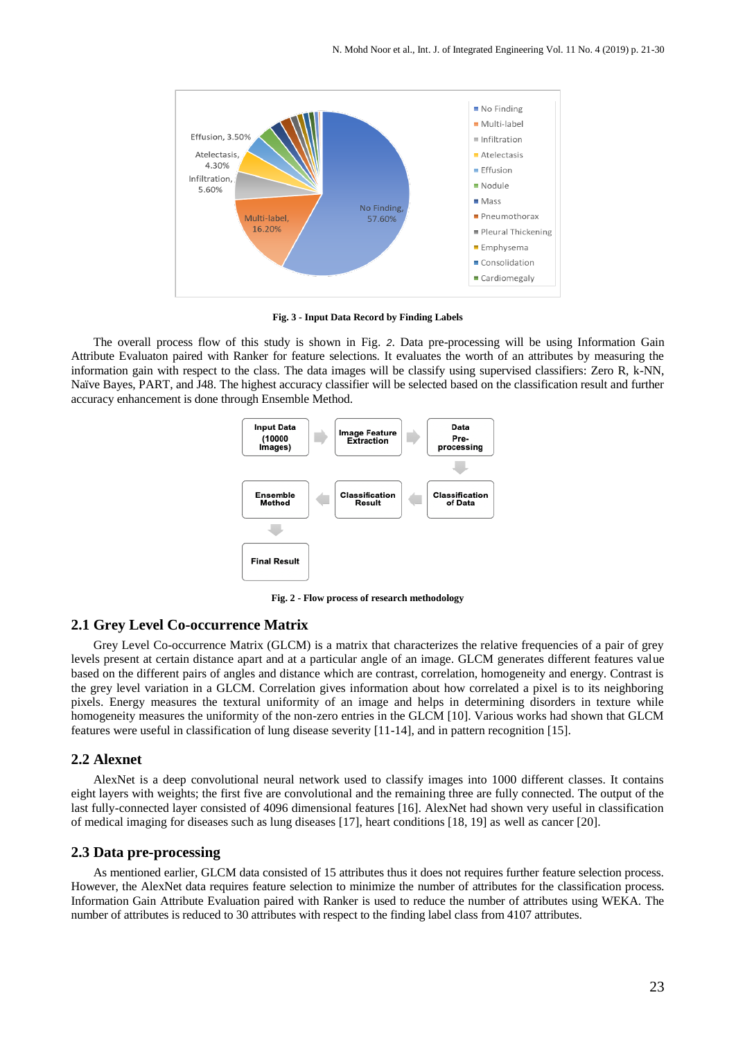Fig. 3 - Input Data Record by Finding Labels

The overall process flow of this study is shown in Fig. *2*. Data pre-processing will be using Information Gain Attribute Evaluaton paired with Ranker for feature selections. It evaluates the worth of an attributes by measuring the information gain with respect to the class. The data images will be classify using supervised classifiers: Zero R, k-NN, Naïve Bayes, PART, and J48. The highest accuracy classifier will be selected based on the classification result and further accuracy enhancement is done through Ensemble Method.

Fig. 2 - Flow process of research methodology

## 2.1 Grey Level Co-occurrence Matrix

Grey Level Co-occurrence Matrix (GLCM) is a matrix that characterizes the relative frequencies of a pair of grey levels present at certain distance apart and at a particular angle of an image. GLCM generates different features value based on the different pairs of angles and distance which are contrast, correlation, homogeneity and energy. Contrast is the grey level variation in a GLCM. Correlation gives information about how correlated a pixel is to its neighboring pixels. Energy measures the textural uniformity of an image and helps in determining disorders in texture while homogeneity measures the uniformity of the non-zero entries in the GLCM [10]. Various works had shown that GLCM features were useful in classification of lung disease severity [11-14], and in pattern recognition [15].

## 2.2 Alexnet

AlexNet is a deep convolutional neural network used to classify images into 1000 different classes. It contains eight layers with weights; the first five are convolutional and the remaining three are fully connected. The output of the last fully-connected layer consisted of 4096 dimensional features [16]. AlexNet had shown very useful in classification of medical imaging for diseases such as lung diseases [17], heart conditions [18, 19] as well as cancer [20].

## 2.3 Data pre-processing

As mentioned earlier, GLCM data consisted of 15 attributes thus it does not requires further feature selection process. However, the AlexNet data requires feature selection to minimize the number of attributes for the classification process. Information Gain Attribute Evaluation paired with Ranker is used to reduce the number of attributes using WEKA. The number of attributes is reduced to 30 attributes with respect to the finding label class from 4107 attributes.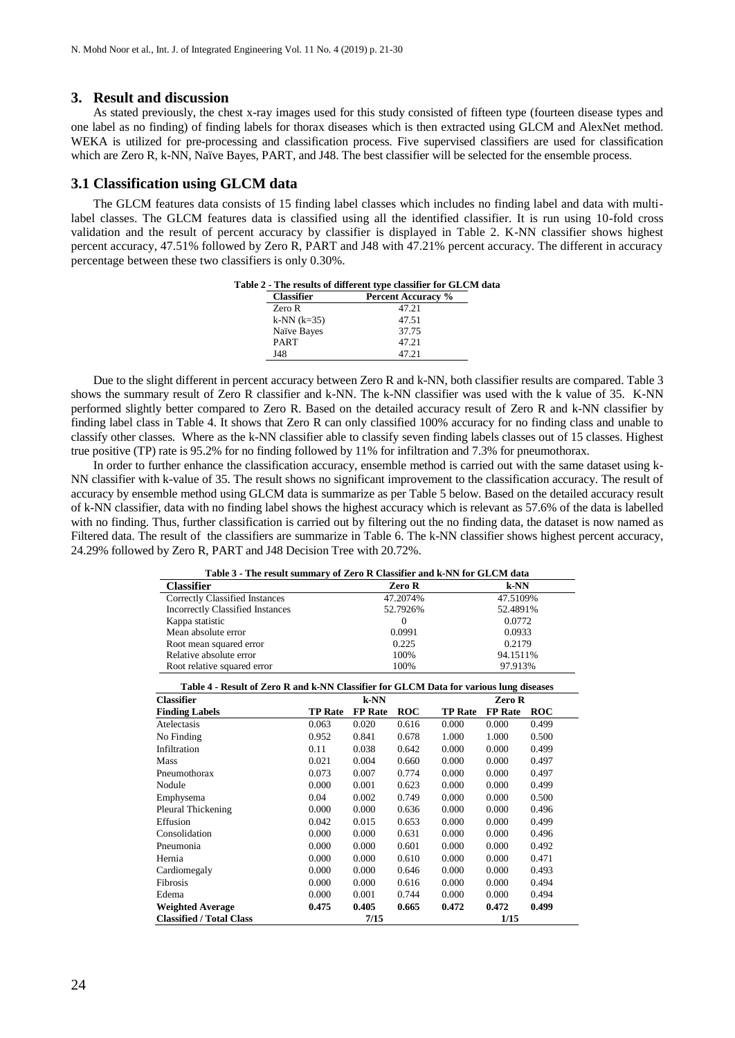## 3. Result and discussion

As stated previously, the chest x-ray images used for this study consisted of fifteen type (fourteen disease types and one label as no finding) of finding labels for thorax diseases which is then extracted using GLCM and AlexNet method. WEKA is utilized for pre-processing and classification process. Five supervised classifiers are used for classification which are Zero R, k-NN, Naïve Bayes, PART, and J48. The best classifier will be selected for the ensemble process.

### 3.1 Classification using GLCM data

The GLCM features data consists of 15 finding label classes which includes no finding label and data with multi-label classes. The GLCM features data is classified using all the identified classifier. It is run using 10-fold cross validation and the result of percent accuracy by classifier is displayed in Table 2. K-NN classifier shows highest percent accuracy, 47.51% followed by Zero R, PART and J48 with 47.21% percent accuracy. The different in accuracy percentage between these two classifiers is only 0.30%.

**Table 2 - The results of different type classifier for GLCM data**

| Classifier | Percent Accuracy % |
|---|---|
| Zero R | 47.21 |
| k-NN (k=35) | 47.51 |
| Naïve Bayes | 37.75 |
| PART | 47.21 |
| J48 | 47.21 |

Due to the slight different in percent accuracy between Zero R and k-NN, both classifier results are compared. Table 3 shows the summary result of Zero R classifier and k-NN. The k-NN classifier was used with the k value of 35. K-NN performed slightly better compared to Zero R. Based on the detailed accuracy result of Zero R and k-NN classifier by finding label class in Table 4. It shows that Zero R can only classified 100% accuracy for no finding class and unable to classify other classes. Where as the k-NN classifier able to classify seven finding labels classes out of 15 classes. Highest true positive (TP) rate is 95.2% for no finding followed by 11% for infiltration and 7.3% for pneumothorax.

In order to further enhance the classification accuracy, ensemble method is carried out with the same dataset using k-NN classifier with k-value of 35. The result shows no significant improvement to the classification accuracy. The result of accuracy by ensemble method using GLCM data is summarize as per Table 5 below. Based on the detailed accuracy result of k-NN classifier, data with no finding label shows the highest accuracy which is relevant as 57.6% of the data is labelled with no finding. Thus, further classification is carried out by filtering out the no finding data, the dataset is now named as Filtered data. The result of the classifiers are summarize in Table 6. The k-NN classifier shows highest percent accuracy, 24.29% followed by Zero R, PART and J48 Decision Tree with 20.72%.

**Table 3 - The result summary of Zero R Classifier and k-NN for GLCM data**

| Classifier | Zero R | k-NN |
|---|---|---|
| Correctly Classified Instances | 47.2074% | 47.5109% |
| Incorrectly Classified Instances | 52.7926% | 52.4891% |
| Kappa statistic | 0 | 0.0772 |
| Mean absolute error | 0.0991 | 0.0933 |
| Root mean squared error | 0.225 | 0.2179 |
| Relative absolute error | 100% | 94.1511% |
| Root relative squared error | 100% | 97.913% |

**Table 4 - Result of Zero R and k-NN Classifier for GLCM Data for various lung diseases**

| Classifier | k-NN | | | Zero R | | |
|---|---|---|---|---|---|---|
| **Finding Labels** | **TP Rate** | **FP Rate** | **ROC** | **TP Rate** | **FP Rate** | **ROC** |
| Atelectasis | 0.063 | 0.020 | 0.616 | 0.000 | 0.000 | 0.499 |
| No Finding | 0.952 | 0.841 | 0.678 | 1.000 | 1.000 | 0.500 |
| Infiltration | 0.11 | 0.038 | 0.642 | 0.000 | 0.000 | 0.499 |
| Mass | 0.021 | 0.004 | 0.660 | 0.000 | 0.000 | 0.497 |
| Pneumothorax | 0.073 | 0.007 | 0.774 | 0.000 | 0.000 | 0.497 |
| Nodule | 0.000 | 0.001 | 0.623 | 0.000 | 0.000 | 0.499 |
| Emphysema | 0.04 | 0.002 | 0.749 | 0.000 | 0.000 | 0.500 |
| Pleural Thickening | 0.000 | 0.000 | 0.636 | 0.000 | 0.000 | 0.496 |
| Effusion | 0.042 | 0.015 | 0.653 | 0.000 | 0.000 | 0.499 |
| Consolidation | 0.000 | 0.000 | 0.631 | 0.000 | 0.000 | 0.496 |
| Pneumonia | 0.000 | 0.000 | 0.601 | 0.000 | 0.000 | 0.492 |
| Hernia | 0.000 | 0.000 | 0.610 | 0.000 | 0.000 | 0.471 |
| Cardiomegaly | 0.000 | 0.000 | 0.646 | 0.000 | 0.000 | 0.493 |
| Fibrosis | 0.000 | 0.000 | 0.616 | 0.000 | 0.000 | 0.494 |
| Edema | 0.000 | 0.001 | 0.744 | 0.000 | 0.000 | 0.494 |
| **Weighted Average** | **0.475** | **0.405** | **0.665** | **0.472** | **0.472** | **0.499** |
| **Classified / Total Class** | | **7/15** | | | **1/15** | |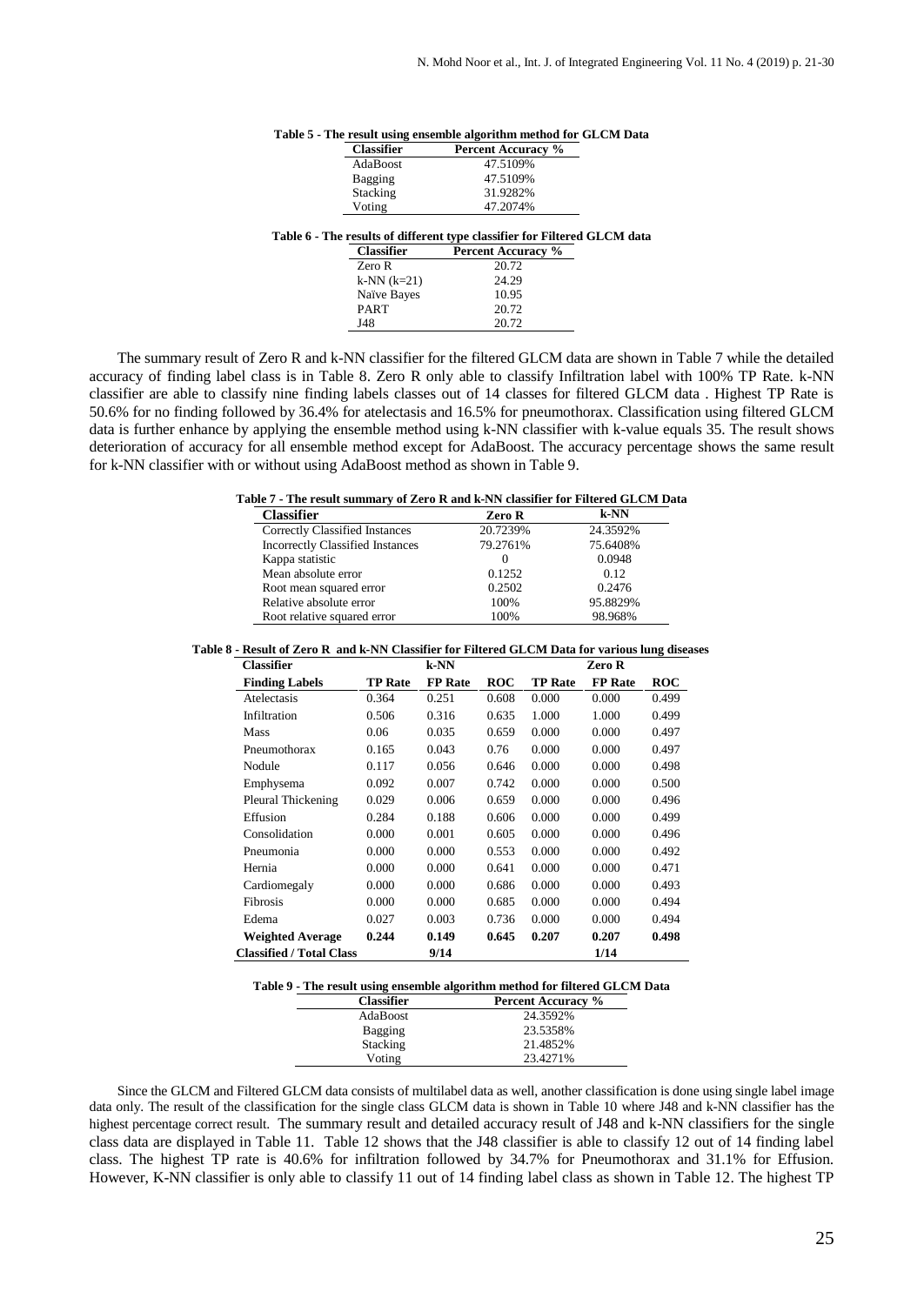**Table 5 - The result using ensemble algorithm method for GLCM Data**

| Classifier | Percent Accuracy % |
|---|---|
| AdaBoost | 47.5109% |
| Bagging | 47.5109% |
| Stacking | 31.9282% |
| Voting | 47.2074% |

**Table 6 - The results of different type classifier for Filtered GLCM data**

| Classifier | Percent Accuracy % |
|---|---|
| Zero R | 20.72 |
| k-NN (k=21) | 24.29 |
| Naïve Bayes | 10.95 |
| PART | 20.72 |
| J48 | 20.72 |

The summary result of Zero R and k-NN classifier for the filtered GLCM data are shown in Table 7 while the detailed accuracy of finding label class is in Table 8. Zero R only able to classify Infiltration label with 100% TP Rate. k-NN classifier are able to classify nine finding labels classes out of 14 classes for filtered GLCM data . Highest TP Rate is 50.6% for no finding followed by 36.4% for atelectasis and 16.5% for pneumothorax. Classification using filtered GLCM data is further enhance by applying the ensemble method using k-NN classifier with k-value equals 35. The result shows deterioration of accuracy for all ensemble method except for AdaBoost. The accuracy percentage shows the same result for k-NN classifier with or without using AdaBoost method as shown in Table 9.

**Table 7 - The result summary of Zero R and k-NN classifier for Filtered GLCM Data**

| Classifier | Zero R | k-NN |
|---|---|---|
| Correctly Classified Instances | 20.7239% | 24.3592% |
| Incorrectly Classified Instances | 79.2761% | 75.6408% |
| Kappa statistic | 0 | 0.0948 |
| Mean absolute error | 0.1252 | 0.12 |
| Root mean squared error | 0.2502 | 0.2476 |
| Relative absolute error | 100% | 95.8829% |
| Root relative squared error | 100% | 98.968% |

**Table 8 - Result of Zero R and k-NN Classifier for Filtered GLCM Data for various lung diseases**

| Classifier | k-NN | | | Zero R | | |
|---|---|---|---|---|---|---|
| **Finding Labels** | **TP Rate** | **FP Rate** | **ROC** | **TP Rate** | **FP Rate** | **ROC** |
| Atelectasis | 0.364 | 0.251 | 0.608 | 0.000 | 0.000 | 0.499 |
| Infiltration | 0.506 | 0.316 | 0.635 | 1.000 | 1.000 | 0.499 |
| Mass | 0.06 | 0.035 | 0.659 | 0.000 | 0.000 | 0.497 |
| Pneumothorax | 0.165 | 0.043 | 0.76 | 0.000 | 0.000 | 0.497 |
| Nodule | 0.117 | 0.056 | 0.646 | 0.000 | 0.000 | 0.498 |
| Emphysema | 0.092 | 0.007 | 0.742 | 0.000 | 0.000 | 0.500 |
| Pleural Thickening | 0.029 | 0.006 | 0.659 | 0.000 | 0.000 | 0.496 |
| Effusion | 0.284 | 0.188 | 0.606 | 0.000 | 0.000 | 0.499 |
| Consolidation | 0.000 | 0.001 | 0.605 | 0.000 | 0.000 | 0.496 |
| Pneumonia | 0.000 | 0.000 | 0.553 | 0.000 | 0.000 | 0.492 |
| Hernia | 0.000 | 0.000 | 0.641 | 0.000 | 0.000 | 0.471 |
| Cardiomegaly | 0.000 | 0.000 | 0.686 | 0.000 | 0.000 | 0.493 |
| Fibrosis | 0.000 | 0.000 | 0.685 | 0.000 | 0.000 | 0.494 |
| Edema | 0.027 | 0.003 | 0.736 | 0.000 | 0.000 | 0.494 |
| **Weighted Average** | **0.244** | **0.149** | **0.645** | **0.207** | **0.207** | **0.498** |
| **Classified / Total Class** | | **9/14** | | | **1/14** | |

**Table 9 - The result using ensemble algorithm method for filtered GLCM Data**

| Classifier | Percent Accuracy % |
|---|---|
| AdaBoost | 24.3592% |
| Bagging | 23.5358% |
| Stacking | 21.4852% |
| Voting | 23.4271% |

Since the GLCM and Filtered GLCM data consists of multilabel data as well, another classification is done using single label image data only. The result of the classification for the single class GLCM data is shown in Table 10 where J48 and k-NN classifier has the highest percentage correct result. The summary result and detailed accuracy result of J48 and k-NN classifiers for the single class data are displayed in Table 11. Table 12 shows that the J48 classifier is able to classify 12 out of 14 finding label class. The highest TP rate is 40.6% for infiltration followed by 34.7% for Pneumothorax and 31.1% for Effusion. However, K-NN classifier is only able to classify 11 out of 14 finding label class as shown in Table 12. The highest TP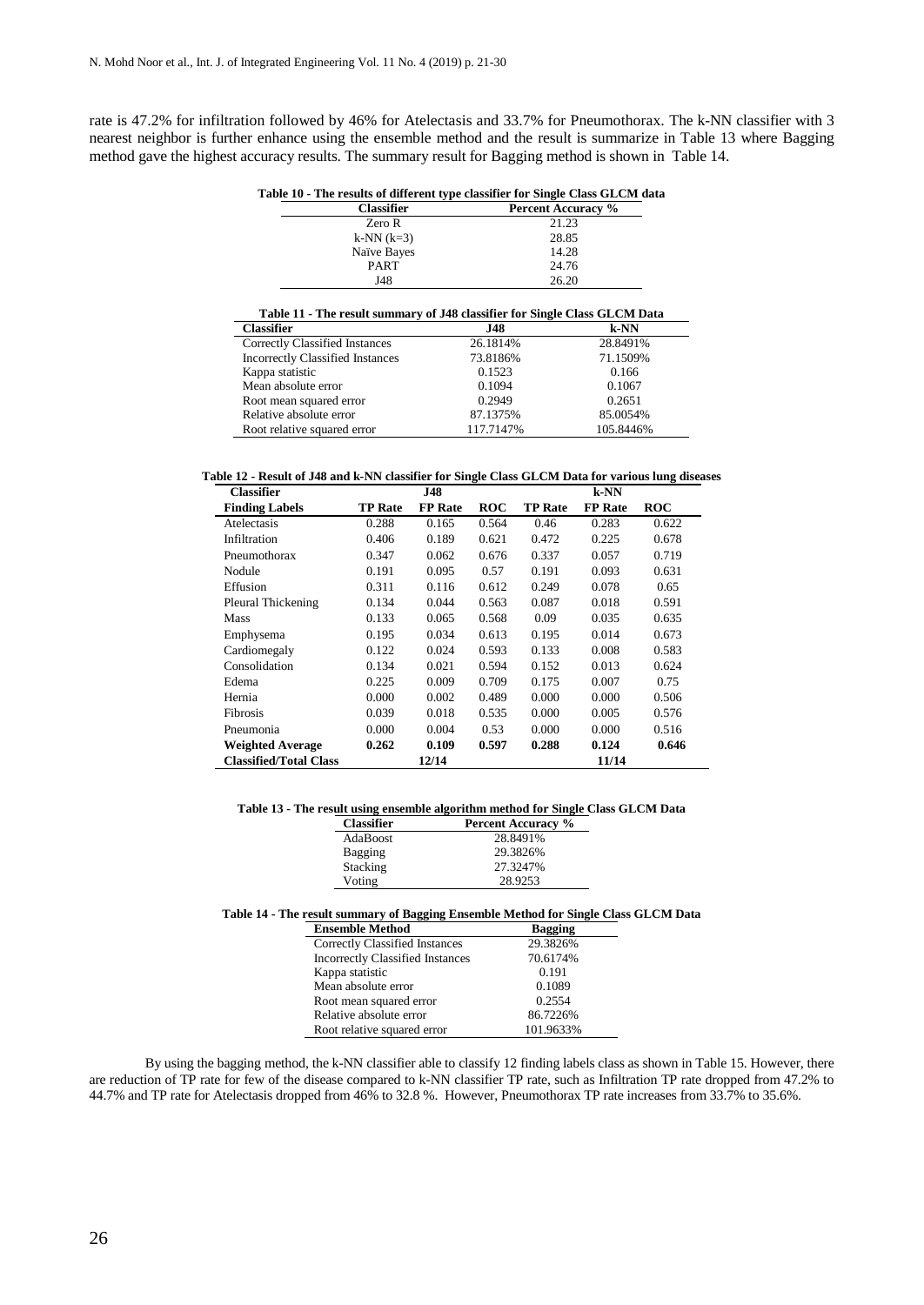rate is 47.2% for infiltration followed by 46% for Atelectasis and 33.7% for Pneumothorax. The k-NN classifier with 3 nearest neighbor is further enhance using the ensemble method and the result is summarize in Table 13 where Bagging method gave the highest accuracy results. The summary result for Bagging method is shown in Table 14.

**Table 10 - The results of different type classifier for Single Class GLCM data**

| Classifier | Percent Accuracy % |
|---|---|
| Zero R | 21.23 |
| k-NN (k=3) | 28.85 |
| Naïve Bayes | 14.28 |
| PART | 24.76 |
| J48 | 26.20 |

**Table 11 - The result summary of J48 classifier for Single Class GLCM Data**

| Classifier | J48 | k-NN |
|---|---|---|
| Correctly Classified Instances | 26.1814% | 28.8491% |
| Incorrectly Classified Instances | 73.8186% | 71.1509% |
| Kappa statistic | 0.1523 | 0.166 |
| Mean absolute error | 0.1094 | 0.1067 |
| Root mean squared error | 0.2949 | 0.2651 |
| Relative absolute error | 87.1375% | 85.0054% |
| Root relative squared error | 117.7147% | 105.8446% |

**Table 12 - Result of J48 and k-NN classifier for Single Class GLCM Data for various lung diseases**

| Classifier | J48 | | | k-NN | | |
|---|---|---|---|---|---|---|
| **Finding Labels** | **TP Rate** | **FP Rate** | **ROC** | **TP Rate** | **FP Rate** | **ROC** |
| Atelectasis | 0.288 | 0.165 | 0.564 | 0.46 | 0.283 | 0.622 |
| Infiltration | 0.406 | 0.189 | 0.621 | 0.472 | 0.225 | 0.678 |
| Pneumothorax | 0.347 | 0.062 | 0.676 | 0.337 | 0.057 | 0.719 |
| Nodule | 0.191 | 0.095 | 0.57 | 0.191 | 0.093 | 0.631 |
| Effusion | 0.311 | 0.116 | 0.612 | 0.249 | 0.078 | 0.65 |
| Pleural Thickening | 0.134 | 0.044 | 0.563 | 0.087 | 0.018 | 0.591 |
| Mass | 0.133 | 0.065 | 0.568 | 0.09 | 0.035 | 0.635 |
| Emphysema | 0.195 | 0.034 | 0.613 | 0.195 | 0.014 | 0.673 |
| Cardiomegaly | 0.122 | 0.024 | 0.593 | 0.133 | 0.008 | 0.583 |
| Consolidation | 0.134 | 0.021 | 0.594 | 0.152 | 0.013 | 0.624 |
| Edema | 0.225 | 0.009 | 0.709 | 0.175 | 0.007 | 0.75 |
| Hernia | 0.000 | 0.002 | 0.489 | 0.000 | 0.000 | 0.506 |
| Fibrosis | 0.039 | 0.018 | 0.535 | 0.000 | 0.005 | 0.576 |
| Pneumonia | 0.000 | 0.004 | 0.53 | 0.000 | 0.000 | 0.516 |
| **Weighted Average** | **0.262** | **0.109** | **0.597** | **0.288** | **0.124** | **0.646** |
| **Classified/Total Class** | | **12/14** | | | **11/14** | |

**Table 13 - The result using ensemble algorithm method for Single Class GLCM Data**

| Classifier | Percent Accuracy % |
|---|---|
| AdaBoost | 28.8491% |
| Bagging | 29.3826% |
| Stacking | 27.3247% |
| Voting | 28.9253 |

**Table 14 - The result summary of Bagging Ensemble Method for Single Class GLCM Data**

| Ensemble Method | Bagging |
|---|---|
| Correctly Classified Instances | 29.3826% |
| Incorrectly Classified Instances | 70.6174% |
| Kappa statistic | 0.191 |
| Mean absolute error | 0.1089 |
| Root mean squared error | 0.2554 |
| Relative absolute error | 86.7226% |
| Root relative squared error | 101.9633% |

By using the bagging method, the k-NN classifier able to classify 12 finding labels class as shown in Table 15. However, there are reduction of TP rate for few of the disease compared to k-NN classifier TP rate, such as Infiltration TP rate dropped from 47.2% to 44.7% and TP rate for Atelectasis dropped from 46% to 32.8 %. However, Pneumothorax TP rate increases from 33.7% to 35.6%.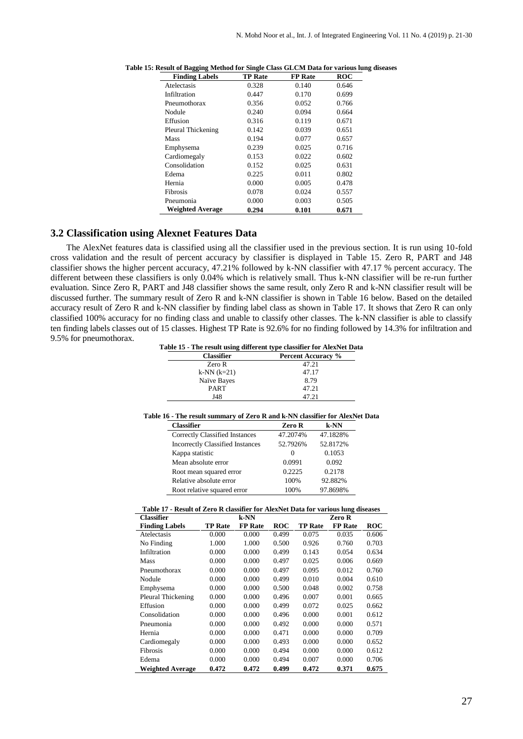Table 15: Result of Bagging Method for Single Class GLCM Data for various lung diseases

| Finding Labels | TP Rate | FP Rate | ROC |
|---|---|---|---|
| Atelectasis | 0.328 | 0.140 | 0.646 |
| Infiltration | 0.447 | 0.170 | 0.699 |
| Pneumothorax | 0.356 | 0.052 | 0.766 |
| Nodule | 0.240 | 0.094 | 0.664 |
| Effusion | 0.316 | 0.119 | 0.671 |
| Pleural Thickening | 0.142 | 0.039 | 0.651 |
| Mass | 0.194 | 0.077 | 0.657 |
| Emphysema | 0.239 | 0.025 | 0.716 |
| Cardiomegaly | 0.153 | 0.022 | 0.602 |
| Consolidation | 0.152 | 0.025 | 0.631 |
| Edema | 0.225 | 0.011 | 0.802 |
| Hernia | 0.000 | 0.005 | 0.478 |
| Fibrosis | 0.078 | 0.024 | 0.557 |
| Pneumonia | 0.000 | 0.003 | 0.505 |
| **Weighted Average** | **0.294** | **0.101** | **0.671** |

## 3.2 Classification using Alexnet Features Data

The AlexNet features data is classified using all the classifier used in the previous section. It is run using 10-fold cross validation and the result of percent accuracy by classifier is displayed in Table 15. Zero R, PART and J48 classifier shows the higher percent accuracy, 47.21% followed by k-NN classifier with 47.17 % percent accuracy. The different between these classifiers is only 0.04% which is relatively small. Thus k-NN classifier will be re-run further evaluation. Since Zero R, PART and J48 classifier shows the same result, only Zero R and k-NN classifier result will be discussed further. The summary result of Zero R and k-NN classifier is shown in Table 16 below. Based on the detailed accuracy result of Zero R and k-NN classifier by finding label class as shown in Table 17. It shows that Zero R can only classified 100% accuracy for no finding class and unable to classify other classes. The k-NN classifier is able to classify ten finding labels classes out of 15 classes. Highest TP Rate is 92.6% for no finding followed by 14.3% for infiltration and 9.5% for pneumothorax.

Table 15 - The result using different type classifier for AlexNet Data

| Classifier | Percent Accuracy % |
|---|---|
| Zero R | 47.21 |
| k-NN (k=21) | 47.17 |
| Naïve Bayes | 8.79 |
| PART | 47.21 |
| J48 | 47.21 |

Table 16 - The result summary of Zero R and k-NN classifier for AlexNet Data

| Classifier | Zero R | k-NN |
|---|---|---|
| Correctly Classified Instances | 47.2074% | 47.1828% |
| Incorrectly Classified Instances | 52.7926% | 52.8172% |
| Kappa statistic | 0 | 0.1053 |
| Mean absolute error | 0.0991 | 0.092 |
| Root mean squared error | 0.2225 | 0.2178 |
| Relative absolute error | 100% | 92.882% |
| Root relative squared error | 100% | 97.8698% |

Table 17 - Result of Zero R classifier for AlexNet Data for various lung diseases

| Classifier | k-NN | | | Zero R | | |
|---|---|---|---|---|---|---|
| **Finding Labels** | **TP Rate** | **FP Rate** | **ROC** | **TP Rate** | **FP Rate** | **ROC** |
| Atelectasis | 0.000 | 0.000 | 0.499 | 0.075 | 0.035 | 0.606 |
| No Finding | 1.000 | 1.000 | 0.500 | 0.926 | 0.760 | 0.703 |
| Infiltration | 0.000 | 0.000 | 0.499 | 0.143 | 0.054 | 0.634 |
| Mass | 0.000 | 0.000 | 0.497 | 0.025 | 0.006 | 0.669 |
| Pneumothorax | 0.000 | 0.000 | 0.497 | 0.095 | 0.012 | 0.760 |
| Nodule | 0.000 | 0.000 | 0.499 | 0.010 | 0.004 | 0.610 |
| Emphysema | 0.000 | 0.000 | 0.500 | 0.048 | 0.002 | 0.758 |
| Pleural Thickening | 0.000 | 0.000 | 0.496 | 0.007 | 0.001 | 0.665 |
| Effusion | 0.000 | 0.000 | 0.499 | 0.072 | 0.025 | 0.662 |
| Consolidation | 0.000 | 0.000 | 0.496 | 0.000 | 0.001 | 0.612 |
| Pneumonia | 0.000 | 0.000 | 0.492 | 0.000 | 0.000 | 0.571 |
| Hernia | 0.000 | 0.000 | 0.471 | 0.000 | 0.000 | 0.709 |
| Cardiomegaly | 0.000 | 0.000 | 0.493 | 0.000 | 0.000 | 0.652 |
| Fibrosis | 0.000 | 0.000 | 0.494 | 0.000 | 0.000 | 0.612 |
| Edema | 0.000 | 0.000 | 0.494 | 0.007 | 0.000 | 0.706 |
| **Weighted Average** | **0.472** | **0.472** | **0.499** | **0.472** | **0.371** | **0.675** |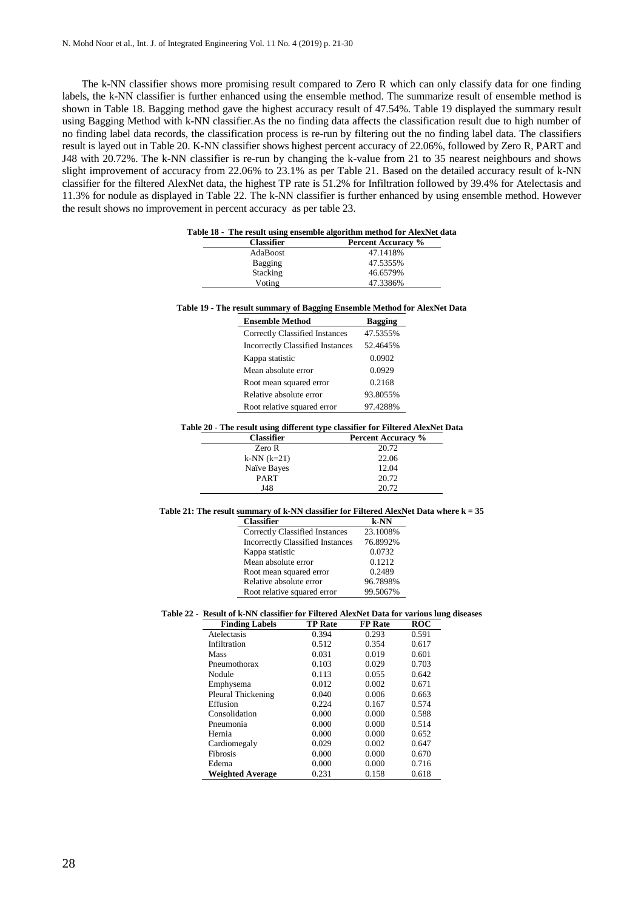The k-NN classifier shows more promising result compared to Zero R which can only classify data for one finding labels, the k-NN classifier is further enhanced using the ensemble method. The summarize result of ensemble method is shown in Table 18. Bagging method gave the highest accuracy result of 47.54%. Table 19 displayed the summary result using Bagging Method with k-NN classifier.As the no finding data affects the classification result due to high number of no finding label data records, the classification process is re-run by filtering out the no finding label data. The classifiers result is layed out in Table 20. K-NN classifier shows highest percent accuracy of 22.06%, followed by Zero R, PART and J48 with 20.72%. The k-NN classifier is re-run by changing the k-value from 21 to 35 nearest neighbours and shows slight improvement of accuracy from 22.06% to 23.1% as per Table 21. Based on the detailed accuracy result of k-NN classifier for the filtered AlexNet data, the highest TP rate is 51.2% for Infiltration followed by 39.4% for Atelectasis and 11.3% for nodule as displayed in Table 22. The k-NN classifier is further enhanced by using ensemble method. However the result shows no improvement in percent accuracy as per table 23.

**Table 18 - The result using ensemble algorithm method for AlexNet data**

| Classifier | Percent Accuracy % |
|---|---|
| AdaBoost | 47.1418% |
| Bagging | 47.5355% |
| Stacking | 46.6579% |
| Voting | 47.3386% |

**Table 19 - The result summary of Bagging Ensemble Method for AlexNet Data**

| Ensemble Method | Bagging |
|---|---|
| Correctly Classified Instances | 47.5355% |
| Incorrectly Classified Instances | 52.4645% |
| Kappa statistic | 0.0902 |
| Mean absolute error | 0.0929 |
| Root mean squared error | 0.2168 |
| Relative absolute error | 93.8055% |
| Root relative squared error | 97.4288% |

**Table 20 - The result using different type classifier for Filtered AlexNet Data**

| Classifier | Percent Accuracy % |
|---|---|
| Zero R | 20.72 |
| k-NN (k=21) | 22.06 |
| Naïve Bayes | 12.04 |
| PART | 20.72 |
| J48 | 20.72 |

**Table 21: The result summary of k-NN classifier for Filtered AlexNet Data where k = 35**

| Classifier | k-NN |
|---|---|
| Correctly Classified Instances | 23.1008% |
| Incorrectly Classified Instances | 76.8992% |
| Kappa statistic | 0.0732 |
| Mean absolute error | 0.1212 |
| Root mean squared error | 0.2489 |
| Relative absolute error | 96.7898% |
| Root relative squared error | 99.5067% |

**Table 22 - Result of k-NN classifier for Filtered AlexNet Data for various lung diseases**

| Finding Labels | TP Rate | FP Rate | ROC |
|---|---|---|---|
| Atelectasis | 0.394 | 0.293 | 0.591 |
| Infiltration | 0.512 | 0.354 | 0.617 |
| Mass | 0.031 | 0.019 | 0.601 |
| Pneumothorax | 0.103 | 0.029 | 0.703 |
| Nodule | 0.113 | 0.055 | 0.642 |
| Emphysema | 0.012 | 0.002 | 0.671 |
| Pleural Thickening | 0.040 | 0.006 | 0.663 |
| Effusion | 0.224 | 0.167 | 0.574 |
| Consolidation | 0.000 | 0.000 | 0.588 |
| Pneumonia | 0.000 | 0.000 | 0.514 |
| Hernia | 0.000 | 0.000 | 0.652 |
| Cardiomegaly | 0.029 | 0.002 | 0.647 |
| Fibrosis | 0.000 | 0.000 | 0.670 |
| Edema | 0.000 | 0.000 | 0.716 |
| **Weighted Average** | 0.231 | 0.158 | 0.618 |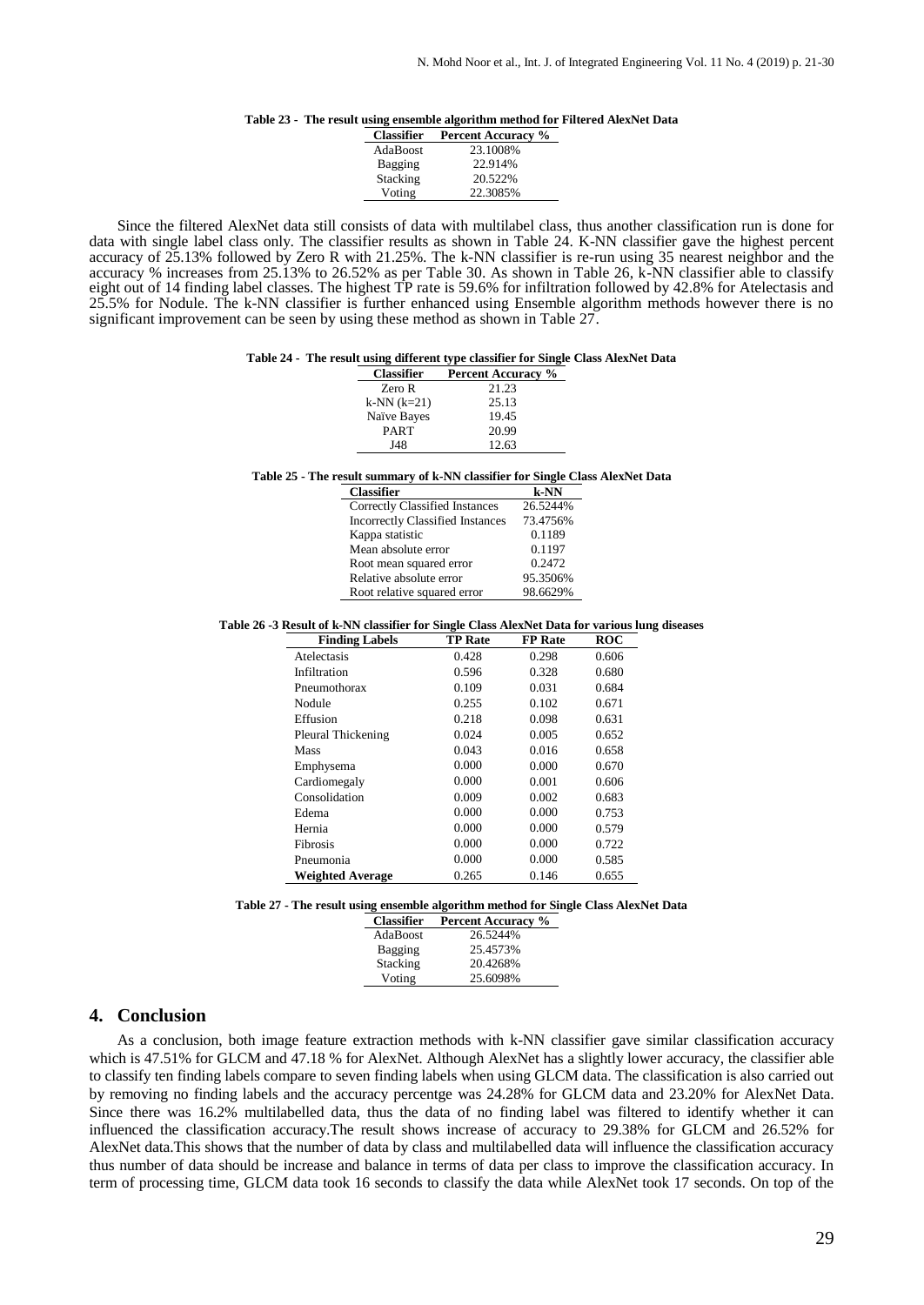**Table 23 - The result using ensemble algorithm method for Filtered AlexNet Data**

| Classifier | Percent Accuracy % |
|---|---|
| AdaBoost | 23.1008% |
| Bagging | 22.914% |
| Stacking | 20.522% |
| Voting | 22.3085% |

Since the filtered AlexNet data still consists of data with multilabel class, thus another classification run is done for data with single label class only. The classifier results as shown in Table 24. K-NN classifier gave the highest percent accuracy of 25.13% followed by Zero R with 21.25%. The k-NN classifier is re-run using 35 nearest neighbor and the accuracy % increases from 25.13% to 26.52% as per Table 30. As shown in Table 26, k-NN classifier able to classify eight out of 14 finding label classes. The highest TP rate is 59.6% for infiltration followed by 42.8% for Atelectasis and 25.5% for Nodule. The k-NN classifier is further enhanced using Ensemble algorithm methods however there is no significant improvement can be seen by using these method as shown in Table 27.

**Table 24 - The result using different type classifier for Single Class AlexNet Data**

| Classifier | Percent Accuracy % |
|---|---|
| Zero R | 21.23 |
| k-NN (k=21) | 25.13 |
| Naïve Bayes | 19.45 |
| PART | 20.99 |
| J48 | 12.63 |

**Table 25 - The result summary of k-NN classifier for Single Class AlexNet Data**

| Classifier | k-NN |
|---|---|
| Correctly Classified Instances | 26.5244% |
| Incorrectly Classified Instances | 73.4756% |
| Kappa statistic | 0.1189 |
| Mean absolute error | 0.1197 |
| Root mean squared error | 0.2472 |
| Relative absolute error | 95.3506% |
| Root relative squared error | 98.6629% |

**Table 26 -3 Result of k-NN classifier for Single Class AlexNet Data for various lung diseases**

| Finding Labels | TP Rate | FP Rate | ROC |
|---|---|---|---|
| Atelectasis | 0.428 | 0.298 | 0.606 |
| Infiltration | 0.596 | 0.328 | 0.680 |
| Pneumothorax | 0.109 | 0.031 | 0.684 |
| Nodule | 0.255 | 0.102 | 0.671 |
| Effusion | 0.218 | 0.098 | 0.631 |
| Pleural Thickening | 0.024 | 0.005 | 0.652 |
| Mass | 0.043 | 0.016 | 0.658 |
| Emphysema | 0.000 | 0.000 | 0.670 |
| Cardiomegaly | 0.000 | 0.001 | 0.606 |
| Consolidation | 0.009 | 0.002 | 0.683 |
| Edema | 0.000 | 0.000 | 0.753 |
| Hernia | 0.000 | 0.000 | 0.579 |
| Fibrosis | 0.000 | 0.000 | 0.722 |
| Pneumonia | 0.000 | 0.000 | 0.585 |
| **Weighted Average** | 0.265 | 0.146 | 0.655 |

**Table 27 - The result using ensemble algorithm method for Single Class AlexNet Data**

| Classifier | Percent Accuracy % |
|---|---|
| AdaBoost | 26.5244% |
| Bagging | 25.4573% |
| Stacking | 20.4268% |
| Voting | 25.6098% |

## 4. Conclusion

As a conclusion, both image feature extraction methods with k-NN classifier gave similar classification accuracy which is 47.51% for GLCM and 47.18 % for AlexNet. Although AlexNet has a slightly lower accuracy, the classifier able to classify ten finding labels compare to seven finding labels when using GLCM data. The classification is also carried out by removing no finding labels and the accuracy percentge was 24.28% for GLCM data and 23.20% for AlexNet Data. Since there was 16.2% multilabelled data, thus the data of no finding label was filtered to identify whether it can influenced the classification accuracy.The result shows increase of accuracy to 29.38% for GLCM and 26.52% for AlexNet data.This shows that the number of data by class and multilabelled data will influence the classification accuracy thus number of data should be increase and balance in terms of data per class to improve the classification accuracy. In term of processing time, GLCM data took 16 seconds to classify the data while AlexNet took 17 seconds. On top of the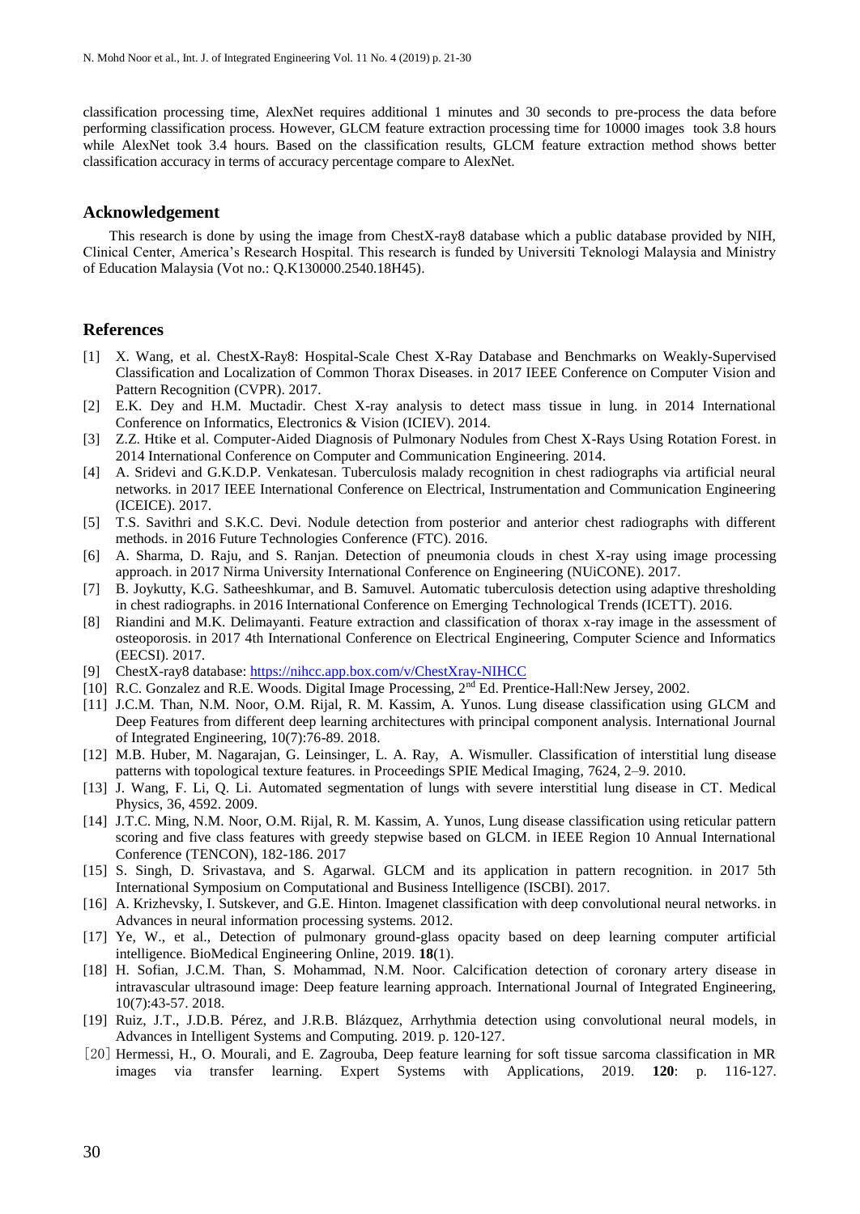classification processing time, AlexNet requires additional 1 minutes and 30 seconds to pre-process the data before performing classification process. However, GLCM feature extraction processing time for 10000 images took 3.8 hours while AlexNet took 3.4 hours. Based on the classification results, GLCM feature extraction method shows better classification accuracy in terms of accuracy percentage compare to AlexNet.

## Acknowledgement

This research is done by using the image from ChestX-ray8 database which a public database provided by NIH, Clinical Center, America's Research Hospital. This research is funded by Universiti Teknologi Malaysia and Ministry of Education Malaysia (Vot no.: Q.K130000.2540.18H45).

## References

[1] X. Wang, et al. ChestX-Ray8: Hospital-Scale Chest X-Ray Database and Benchmarks on Weakly-Supervised Classification and Localization of Common Thorax Diseases. in 2017 IEEE Conference on Computer Vision and Pattern Recognition (CVPR). 2017.

[2] E.K. Dey and H.M. Muctadir. Chest X-ray analysis to detect mass tissue in lung. in 2014 International Conference on Informatics, Electronics & Vision (ICIEV). 2014.

[3] Z.Z. Htike et al. Computer-Aided Diagnosis of Pulmonary Nodules from Chest X-Rays Using Rotation Forest. in 2014 International Conference on Computer and Communication Engineering. 2014.

[4] A. Sridevi and G.K.D.P. Venkatesan. Tuberculosis malady recognition in chest radiographs via artificial neural networks. in 2017 IEEE International Conference on Electrical, Instrumentation and Communication Engineering (ICEICE). 2017.

[5] T.S. Savithri and S.K.C. Devi. Nodule detection from posterior and anterior chest radiographs with different methods. in 2016 Future Technologies Conference (FTC). 2016.

[6] A. Sharma, D. Raju, and S. Ranjan. Detection of pneumonia clouds in chest X-ray using image processing approach. in 2017 Nirma University International Conference on Engineering (NUiCONE). 2017.

[7] B. Joykutty, K.G. Satheeshkumar, and B. Samuvel. Automatic tuberculosis detection using adaptive thresholding in chest radiographs. in 2016 International Conference on Emerging Technological Trends (ICETT). 2016.

[8] Riandini and M.K. Delimayanti. Feature extraction and classification of thorax x-ray image in the assessment of osteoporosis. in 2017 4th International Conference on Electrical Engineering, Computer Science and Informatics (EECSI). 2017.

[9] ChestX-ray8 database: https://nihcc.app.box.com/v/ChestXray-NIHCC

[10] R.C. Gonzalez and R.E. Woods. Digital Image Processing, 2nd Ed. Prentice-Hall:New Jersey, 2002.

[11] J.C.M. Than, N.M. Noor, O.M. Rijal, R. M. Kassim, A. Yunos. Lung disease classification using GLCM and Deep Features from different deep learning architectures with principal component analysis. International Journal of Integrated Engineering, 10(7):76-89. 2018.

[12] M.B. Huber, M. Nagarajan, G. Leinsinger, L. A. Ray, A. Wismuller. Classification of interstitial lung disease patterns with topological texture features. in Proceedings SPIE Medical Imaging, 7624, 2–9. 2010.

[13] J. Wang, F. Li, Q. Li. Automated segmentation of lungs with severe interstitial lung disease in CT. Medical Physics, 36, 4592. 2009.

[14] J.T.C. Ming, N.M. Noor, O.M. Rijal, R. M. Kassim, A. Yunos, Lung disease classification using reticular pattern scoring and five class features with greedy stepwise based on GLCM. in IEEE Region 10 Annual International Conference (TENCON), 182-186. 2017

[15] S. Singh, D. Srivastava, and S. Agarwal. GLCM and its application in pattern recognition. in 2017 5th International Symposium on Computational and Business Intelligence (ISCBI). 2017.

[16] A. Krizhevsky, I. Sutskever, and G.E. Hinton. Imagenet classification with deep convolutional neural networks. in Advances in neural information processing systems. 2012.

[17] Ye, W., et al., Detection of pulmonary ground-glass opacity based on deep learning computer artificial intelligence. BioMedical Engineering Online, 2019. **18**(1).

[18] H. Sofian, J.C.M. Than, S. Mohammad, N.M. Noor. Calcification detection of coronary artery disease in intravascular ultrasound image: Deep feature learning approach. International Journal of Integrated Engineering, 10(7):43-57. 2018.

[19] Ruiz, J.T., J.D.B. Pérez, and J.R.B. Blázquez, Arrhythmia detection using convolutional neural models, in Advances in Intelligent Systems and Computing. 2019. p. 120-127.

[20] Hermessi, H., O. Mourali, and E. Zagrouba, Deep feature learning for soft tissue sarcoma classification in MR images via transfer learning. Expert Systems with Applications, 2019. **120**: p. 116-127.